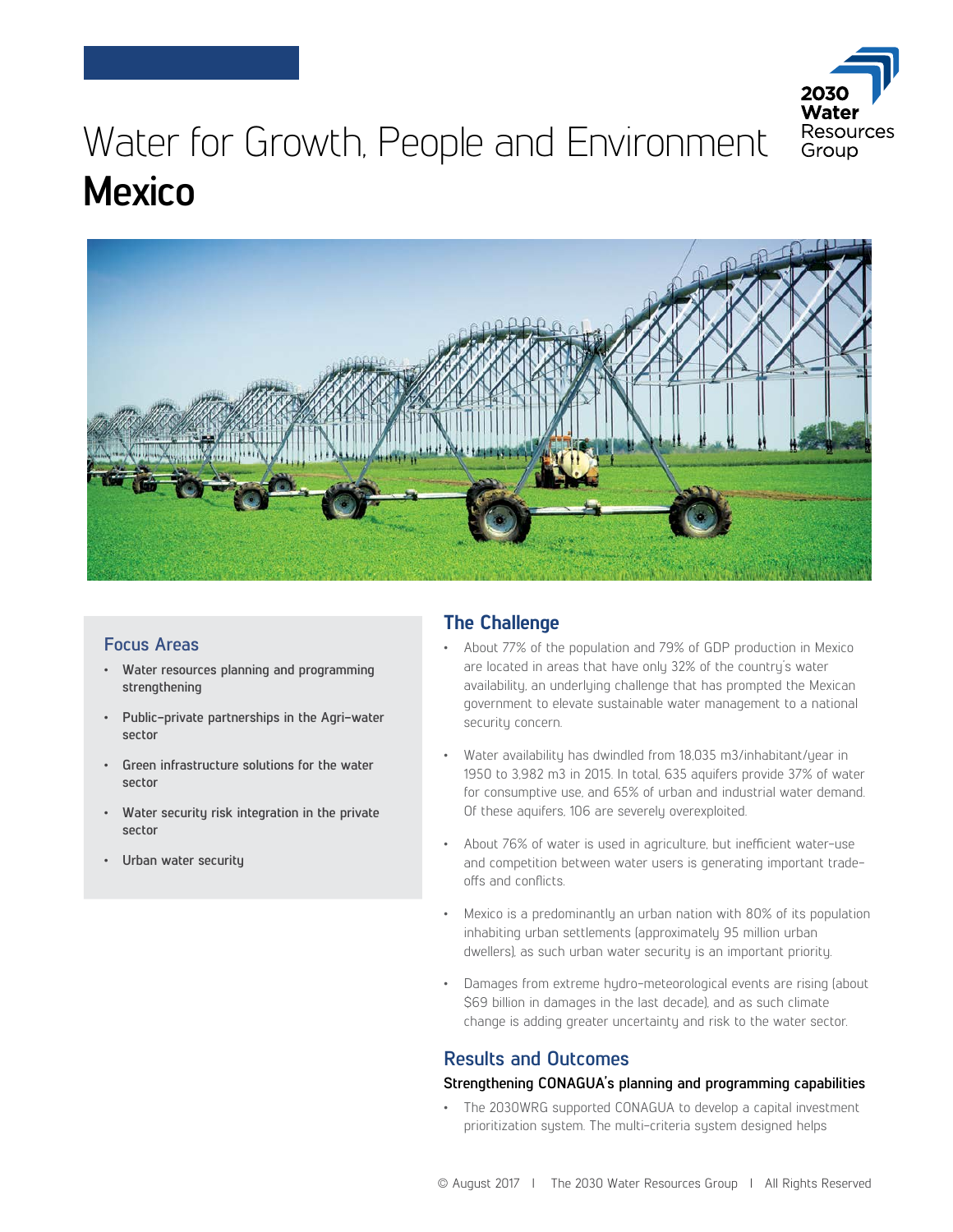# Water for Growth, People and Environment
# Mexico

2030 Water Resources Group

## Focus Areas

- Water resources planning and programming strengthening
- Public-private partnerships in the Agri-water sector
- Green infrastructure solutions for the water sector
- Water security risk integration in the private sector
- Urban water security

## The Challenge

- About 77% of the population and 79% of GDP production in Mexico are located in areas that have only 32% of the country's water availability, an underlying challenge that has prompted the Mexican government to elevate sustainable water management to a national security concern.
- Water availability has dwindled from 18,035 m3/inhabitant/year in 1950 to 3,982 m3 in 2015. In total, 635 aquifers provide 37% of water for consumptive use, and 65% of urban and industrial water demand. Of these aquifers, 106 are severely overexploited.
- About 76% of water is used in agriculture, but inefficient water-use and competition between water users is generating important trade-offs and conflicts.
- Mexico is a predominantly an urban nation with 80% of its population inhabiting urban settlements (approximately 95 million urban dwellers), as such urban water security is an important priority.
- Damages from extreme hydro-meteorological events are rising (about $69 billion in damages in the last decade), and as such climate change is adding greater uncertainty and risk to the water sector.

## Results and Outcomes

### Strengthening CONAGUA's planning and programming capabilities

- The 2030WRG supported CONAGUA to develop a capital investment prioritization system. The multi-criteria system designed helps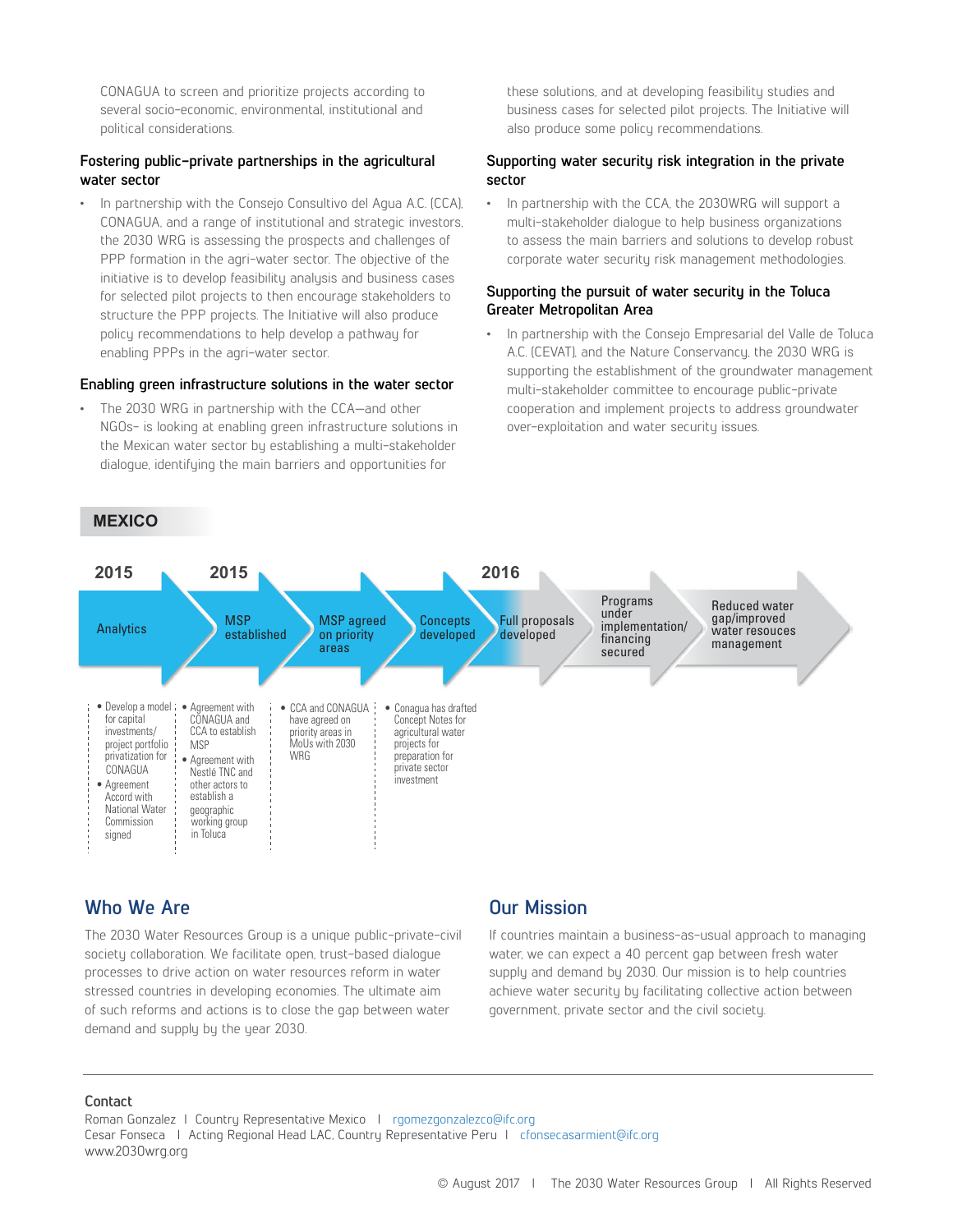CONAGUA to screen and prioritize projects according to several socio-economic, environmental, institutional and political considerations.

### Fostering public-private partnerships in the agricultural water sector

- In partnership with the Consejo Consultivo del Agua A.C. (CCA), CONAGUA, and a range of institutional and strategic investors, the 2030 WRG is assessing the prospects and challenges of PPP formation in the agri-water sector. The objective of the initiative is to develop feasibility analysis and business cases for selected pilot projects to then encourage stakeholders to structure the PPP projects. The Initiative will also produce policy recommendations to help develop a pathway for enabling PPPs in the agri-water sector.

### Enabling green infrastructure solutions in the water sector

- The 2030 WRG in partnership with the CCA—and other NGOs- is looking at enabling green infrastructure solutions in the Mexican water sector by establishing a multi-stakeholder dialogue, identifying the main barriers and opportunities for these solutions, and at developing feasibility studies and business cases for selected pilot projects. The Initiative will also produce some policy recommendations.

### Supporting water security risk integration in the private sector

- In partnership with the CCA, the 2030WRG will support a multi-stakeholder dialogue to help business organizations to assess the main barriers and solutions to develop robust corporate water security risk management methodologies.

### Supporting the pursuit of water security in the Toluca Greater Metropolitan Area

- In partnership with the Consejo Empresarial del Valle de Toluca A.C. (CEVAT), and the Nature Conservancy, the 2030 WRG is supporting the establishment of the groundwater management multi-stakeholder committee to encourage public-private cooperation and implement projects to address groundwater over-exploitation and water security issues.

## MEXICO

2015 — Analytics
- Develop a model for capital investments/ project portfolio privatization for CONAGUA
- Agreement Accord with National Water Commission signed

2015 — MSP established
- Agreement with CONAGUA and CCA to establish MSP
- Agreement with Nestlé TNC and other actors to establish a geographic working group in Toluca

MSP agreed on priority areas
- CCA and CONAGUA have agreed on priority areas in MoUs with 2030 WRG

Concepts developed
- Conagua has drafted Concept Notes for agricultural water projects for preparation for private sector investment

2016 — Full proposals developed

Programs under implementation/ financing secured

Reduced water gap/improved water resouces management

## Who We Are

The 2030 Water Resources Group is a unique public-private-civil society collaboration. We facilitate open, trust-based dialogue processes to drive action on water resources reform in water stressed countries in developing economies. The ultimate aim of such reforms and actions is to close the gap between water demand and supply by the year 2030.

## Our Mission

If countries maintain a business-as-usual approach to managing water, we can expect a 40 percent gap between fresh water supply and demand by 2030. Our mission is to help countries achieve water security by facilitating collective action between government, private sector and the civil society.

### Contact

Roman Gonzalez | Country Representative Mexico | rgomezgonzalezco@ifc.org
Cesar Fonseca | Acting Regional Head LAC, Country Representative Peru | cfonsecasarmient@ifc.org
www.2030wrg.org

© August 2017 | The 2030 Water Resources Group | All Rights Reserved